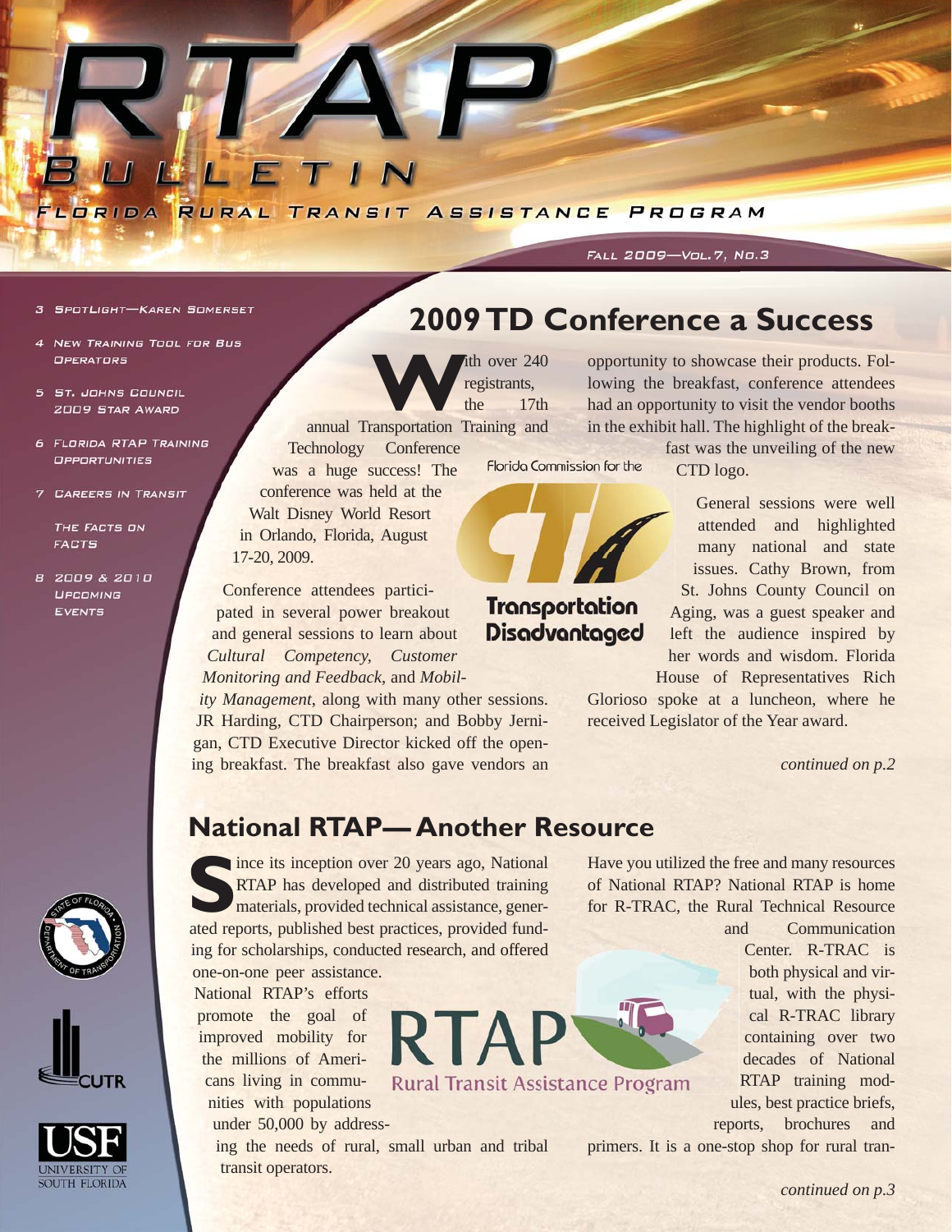# RTAP BULLETIN

FLORIDA RURAL TRANSIT ASSISTANCE PROGRAM

FALL 2009—VOL. 7, NO. 3

- 3 SPOTLIGHT—KAREN SOMERSET
- 4 NEW TRAINING TOOL FOR BUS OPERATORS
- 5 ST. JOHNS COUNCIL 2009 STAR AWARD
- 6 FLORIDA RTAP TRAINING OPPORTUNITIES
- 7 CAREERS IN TRANSIT
  THE FACTS ON FACTS
- 8 2009 & 2010 UPCOMING EVENTS

## 2009 TD Conference a Success

With over 240 registrants, the 17th annual Transportation Training and Technology Conference was a huge success! The conference was held at the Walt Disney World Resort in Orlando, Florida, August 17-20, 2009.

Conference attendees participated in several power breakout and general sessions to learn about *Cultural Competency, Customer Monitoring and Feedback,* and *Mobility Management*, along with many other sessions. JR Harding, CTD Chairperson; and Bobby Jernigan, CTD Executive Director kicked off the opening breakfast. The breakfast also gave vendors an opportunity to showcase their products. Following the breakfast, conference attendees had an opportunity to visit the vendor booths in the exhibit hall. The highlight of the breakfast was the unveiling of the new CTD logo.

Florida Commission for the Transportation Disadvantaged

General sessions were well attended and highlighted many national and state issues. Cathy Brown, from St. Johns County Council on Aging, was a guest speaker and left the audience inspired by her words and wisdom. Florida House of Representatives Rich Glorioso spoke at a luncheon, where he received Legislator of the Year award.

*continued on p.2*

## National RTAP—Another Resource

Since its inception over 20 years ago, National RTAP has developed and distributed training materials, provided technical assistance, generated reports, published best practices, provided funding for scholarships, conducted research, and offered one-on-one peer assistance. National RTAP's efforts promote the goal of improved mobility for the millions of Americans living in communities with populations under 50,000 by addressing the needs of rural, small urban and tribal transit operators.

RTAP Rural Transit Assistance Program

Have you utilized the free and many resources of National RTAP? National RTAP is home for R-TRAC, the Rural Technical Resource and Communication Center. R-TRAC is both physical and virtual, with the physical R-TRAC library containing over two decades of National RTAP training modules, best practice briefs, reports, brochures and primers. It is a one-stop shop for rural tran-

*continued on p.3*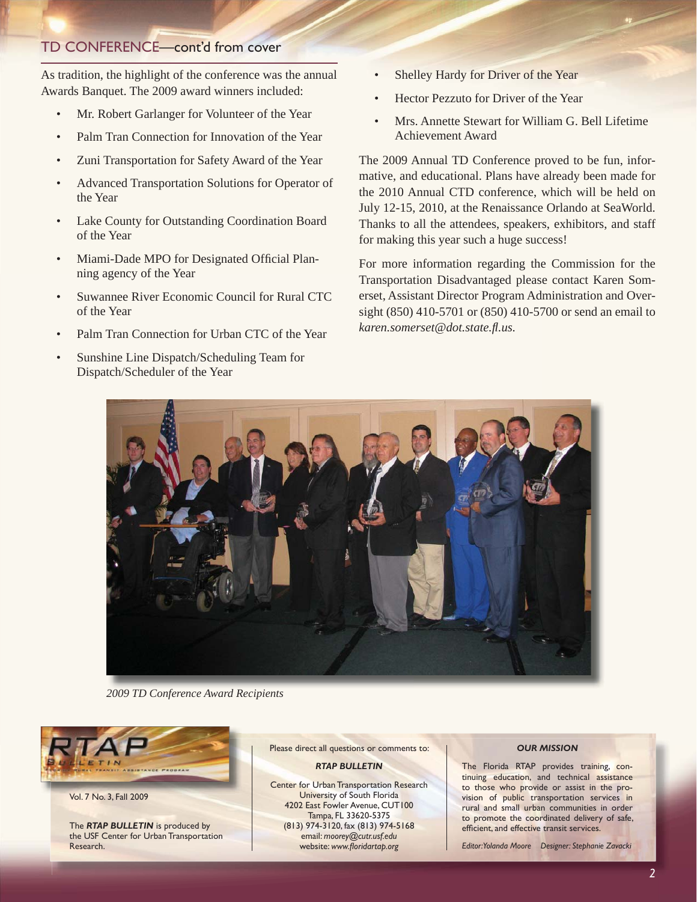## TD CONFERENCE—cont'd from cover

As tradition, the highlight of the conference was the annual Awards Banquet. The 2009 award winners included:

- Mr. Robert Garlanger for Volunteer of the Year
- Palm Tran Connection for Innovation of the Year
- Zuni Transportation for Safety Award of the Year
- Advanced Transportation Solutions for Operator of the Year
- Lake County for Outstanding Coordination Board of the Year
- Miami-Dade MPO for Designated Official Planning agency of the Year
- Suwannee River Economic Council for Rural CTC of the Year
- Palm Tran Connection for Urban CTC of the Year
- Sunshine Line Dispatch/Scheduling Team for Dispatch/Scheduler of the Year
- Shelley Hardy for Driver of the Year
- Hector Pezzuto for Driver of the Year
- Mrs. Annette Stewart for William G. Bell Lifetime Achievement Award

The 2009 Annual TD Conference proved to be fun, informative, and educational. Plans have already been made for the 2010 Annual CTD conference, which will be held on July 12-15, 2010, at the Renaissance Orlando at SeaWorld. Thanks to all the attendees, speakers, exhibitors, and staff for making this year such a huge success!

For more information regarding the Commission for the Transportation Disadvantaged please contact Karen Somerset, Assistant Director Program Administration and Oversight (850) 410-5701 or (850) 410-5700 or send an email to *karen.somerset@dot.state.fl.us*.

*2009 TD Conference Award Recipients*

RTAP BULLETIN

Vol. 7 No. 3, Fall 2009

The ***RTAP BULLETIN*** is produced by the USF Center for Urban Transportation Research.

Please direct all questions or comments to:

***RTAP BULLETIN***

Center for Urban Transportation Research
University of South Florida
4202 East Fowler Avenue, CUT100
Tampa, FL 33620-5375
(813) 974-3120, fax (813) 974-5168
email: *moorey@cutr.usf.edu*
website: *www.floridartap.org*

***OUR MISSION***

The Florida RTAP provides training, continuing education, and technical assistance to those who provide or assist in the provision of public transportation services in rural and small urban communities in order to promote the coordinated delivery of safe, efficient, and effective transit services.

*Editor: Yolanda Moore* *Designer: Stephanie Zavacki*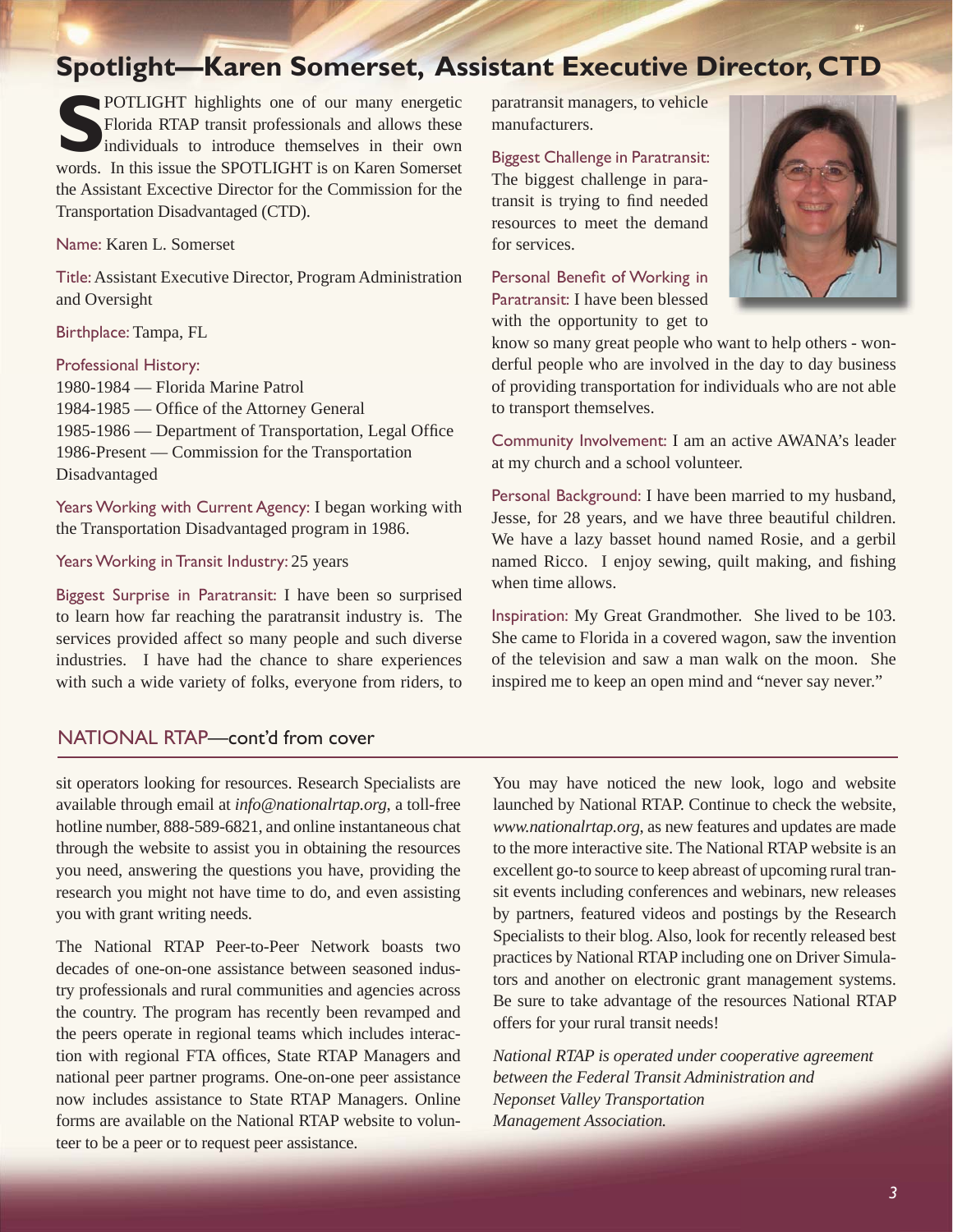# Spotlight—Karen Somerset, Assistant Executive Director, CTD

SPOTLIGHT highlights one of our many energetic Florida RTAP transit professionals and allows these individuals to introduce themselves in their own words. In this issue the SPOTLIGHT is on Karen Somerset the Assistant Excective Director for the Commission for the Transportation Disadvantaged (CTD).

Name: Karen L. Somerset

Title: Assistant Executive Director, Program Administration and Oversight

Birthplace: Tampa, FL

Professional History:
1980-1984 — Florida Marine Patrol
1984-1985 — Office of the Attorney General
1985-1986 — Department of Transportation, Legal Office
1986-Present — Commission for the Transportation Disadvantaged

Years Working with Current Agency: I began working with the Transportation Disadvantaged program in 1986.

Years Working in Transit Industry: 25 years

Biggest Surprise in Paratransit: I have been so surprised to learn how far reaching the paratransit industry is. The services provided affect so many people and such diverse industries. I have had the chance to share experiences with such a wide variety of folks, everyone from riders, to paratransit managers, to vehicle manufacturers.

Biggest Challenge in Paratransit: The biggest challenge in paratransit is trying to find needed resources to meet the demand for services.

Personal Benefit of Working in Paratransit: I have been blessed with the opportunity to get to know so many great people who want to help others - wonderful people who are involved in the day to day business of providing transportation for individuals who are not able to transport themselves.

Community Involvement: I am an active AWANA's leader at my church and a school volunteer.

Personal Background: I have been married to my husband, Jesse, for 28 years, and we have three beautiful children. We have a lazy basset hound named Rosie, and a gerbil named Ricco. I enjoy sewing, quilt making, and fishing when time allows.

Inspiration: My Great Grandmother. She lived to be 103. She came to Florida in a covered wagon, saw the invention of the television and saw a man walk on the moon. She inspired me to keep an open mind and "never say never."

## NATIONAL RTAP—cont'd from cover

sit operators looking for resources. Research Specialists are available through email at *info@nationalrtap.org*, a toll-free hotline number, 888-589-6821, and online instantaneous chat through the website to assist you in obtaining the resources you need, answering the questions you have, providing the research you might not have time to do, and even assisting you with grant writing needs.

The National RTAP Peer-to-Peer Network boasts two decades of one-on-one assistance between seasoned industry professionals and rural communities and agencies across the country. The program has recently been revamped and the peers operate in regional teams which includes interaction with regional FTA offices, State RTAP Managers and national peer partner programs. One-on-one peer assistance now includes assistance to State RTAP Managers. Online forms are available on the National RTAP website to volunteer to be a peer or to request peer assistance.

You may have noticed the new look, logo and website launched by National RTAP. Continue to check the website, *www.nationalrtap.org*, as new features and updates are made to the more interactive site. The National RTAP website is an excellent go-to source to keep abreast of upcoming rural transit events including conferences and webinars, new releases by partners, featured videos and postings by the Research Specialists to their blog. Also, look for recently released best practices by National RTAP including one on Driver Simulators and another on electronic grant management systems. Be sure to take advantage of the resources National RTAP offers for your rural transit needs!

*National RTAP is operated under cooperative agreement between the Federal Transit Administration and Neponset Valley Transportation Management Association.*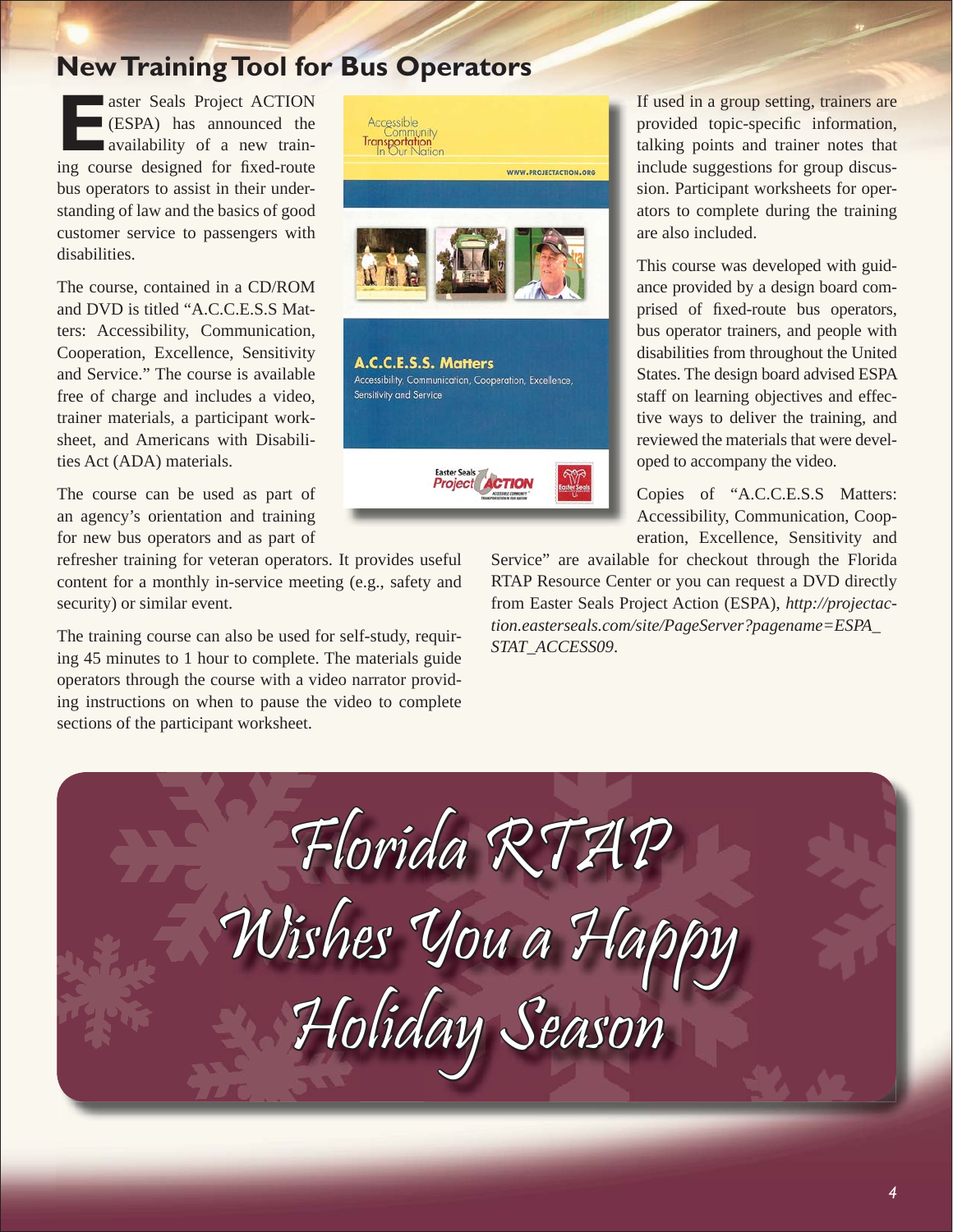## New Training Tool for Bus Operators

Easter Seals Project ACTION (ESPA) has announced the availability of a new training course designed for fixed-route bus operators to assist in their understanding of law and the basics of good customer service to passengers with disabilities.

The course, contained in a CD/ROM and DVD is titled "A.C.C.E.S.S Matters: Accessibility, Communication, Cooperation, Excellence, Sensitivity and Service." The course is available free of charge and includes a video, trainer materials, a participant worksheet, and Americans with Disabilities Act (ADA) materials.

The course can be used as part of an agency's orientation and training for new bus operators and as part of refresher training for veteran operators. It provides useful content for a monthly in-service meeting (e.g., safety and security) or similar event.

The training course can also be used for self-study, requiring 45 minutes to 1 hour to complete. The materials guide operators through the course with a video narrator providing instructions on when to pause the video to complete sections of the participant worksheet.

If used in a group setting, trainers are provided topic-specific information, talking points and trainer notes that include suggestions for group discussion. Participant worksheets for operators to complete during the training are also included.

This course was developed with guidance provided by a design board comprised of fixed-route bus operators, bus operator trainers, and people with disabilities from throughout the United States. The design board advised ESPA staff on learning objectives and effective ways to deliver the training, and reviewed the materials that were developed to accompany the video.

Copies of "A.C.C.E.S.S Matters: Accessibility, Communication, Cooperation, Excellence, Sensitivity and Service" are available for checkout through the Florida RTAP Resource Center or you can request a DVD directly from Easter Seals Project Action (ESPA), *http://projectaction.easterseals.com/site/PageServer?pagename=ESPA_STAT_ACCESS09*.

**Florida RTAP Wishes You a Happy Holiday Season**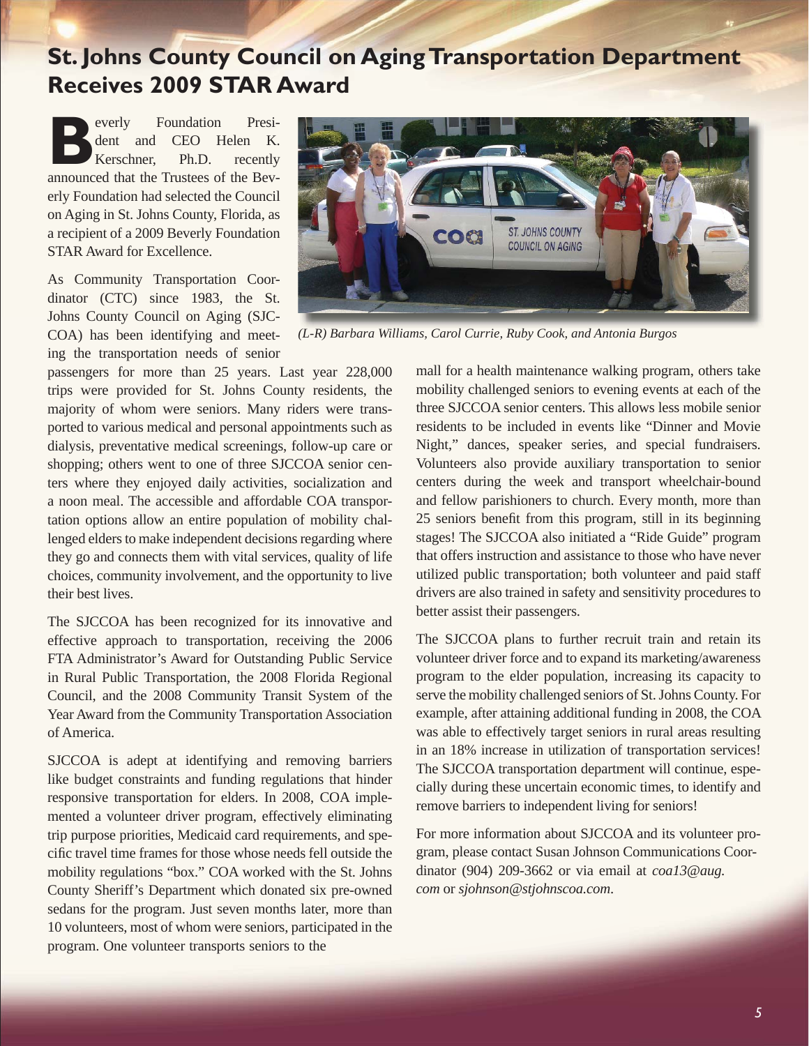## St. Johns County Council on Aging Transportation Department Receives 2009 STAR Award

Beverly Foundation President and CEO Helen K. Kerschner, Ph.D. recently announced that the Trustees of the Beverly Foundation had selected the Council on Aging in St. Johns County, Florida, as a recipient of a 2009 Beverly Foundation STAR Award for Excellence.

*(L-R) Barbara Williams, Carol Currie, Ruby Cook, and Antonia Burgos*

As Community Transportation Coordinator (CTC) since 1983, the St. Johns County Council on Aging (SJCCOA) has been identifying and meeting the transportation needs of senior passengers for more than 25 years. Last year 228,000 trips were provided for St. Johns County residents, the majority of whom were seniors. Many riders were transported to various medical and personal appointments such as dialysis, preventative medical screenings, follow-up care or shopping; others went to one of three SJCCOA senior centers where they enjoyed daily activities, socialization and a noon meal. The accessible and affordable COA transportation options allow an entire population of mobility challenged elders to make independent decisions regarding where they go and connects them with vital services, quality of life choices, community involvement, and the opportunity to live their best lives.

The SJCCOA has been recognized for its innovative and effective approach to transportation, receiving the 2006 FTA Administrator's Award for Outstanding Public Service in Rural Public Transportation, the 2008 Florida Regional Council, and the 2008 Community Transit System of the Year Award from the Community Transportation Association of America.

SJCCOA is adept at identifying and removing barriers like budget constraints and funding regulations that hinder responsive transportation for elders. In 2008, COA implemented a volunteer driver program, effectively eliminating trip purpose priorities, Medicaid card requirements, and specific travel time frames for those whose needs fell outside the mobility regulations "box." COA worked with the St. Johns County Sheriff's Department which donated six pre-owned sedans for the program. Just seven months later, more than 10 volunteers, most of whom were seniors, participated in the program. One volunteer transports seniors to the mall for a health maintenance walking program, others take mobility challenged seniors to evening events at each of the three SJCCOA senior centers. This allows less mobile senior residents to be included in events like "Dinner and Movie Night," dances, speaker series, and special fundraisers. Volunteers also provide auxiliary transportation to senior centers during the week and transport wheelchair-bound and fellow parishioners to church. Every month, more than 25 seniors benefit from this program, still in its beginning stages! The SJCCOA also initiated a "Ride Guide" program that offers instruction and assistance to those who have never utilized public transportation; both volunteer and paid staff drivers are also trained in safety and sensitivity procedures to better assist their passengers.

The SJCCOA plans to further recruit train and retain its volunteer driver force and to expand its marketing/awareness program to the elder population, increasing its capacity to serve the mobility challenged seniors of St. Johns County. For example, after attaining additional funding in 2008, the COA was able to effectively target seniors in rural areas resulting in an 18% increase in utilization of transportation services! The SJCCOA transportation department will continue, especially during these uncertain economic times, to identify and remove barriers to independent living for seniors!

For more information about SJCCOA and its volunteer program, please contact Susan Johnson Communications Coordinator (904) 209-3662 or via email at *coa13@aug.com* or *sjohnson@stjohnscoa.com*.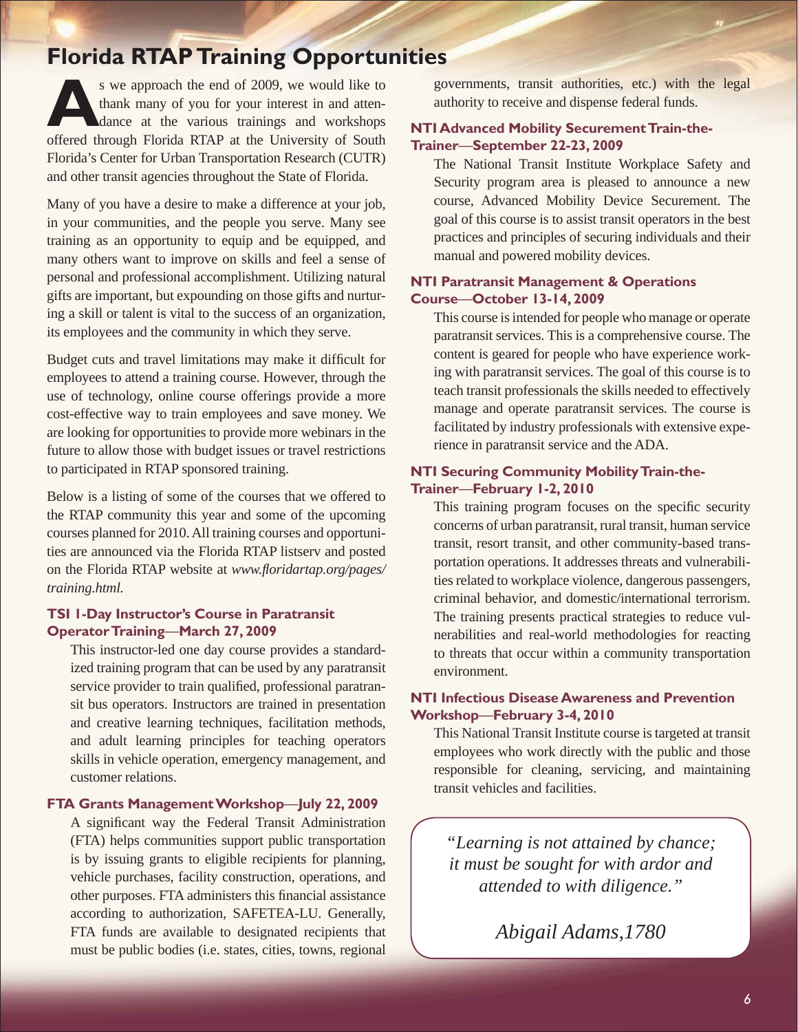# Florida RTAP Training Opportunities

As we approach the end of 2009, we would like to thank many of you for your interest in and attendance at the various trainings and workshops offered through Florida RTAP at the University of South Florida's Center for Urban Transportation Research (CUTR) and other transit agencies throughout the State of Florida.

Many of you have a desire to make a difference at your job, in your communities, and the people you serve. Many see training as an opportunity to equip and be equipped, and many others want to improve on skills and feel a sense of personal and professional accomplishment. Utilizing natural gifts are important, but expounding on those gifts and nurturing a skill or talent is vital to the success of an organization, its employees and the community in which they serve.

Budget cuts and travel limitations may make it difficult for employees to attend a training course. However, through the use of technology, online course offerings provide a more cost-effective way to train employees and save money. We are looking for opportunities to provide more webinars in the future to allow those with budget issues or travel restrictions to participated in RTAP sponsored training.

Below is a listing of some of the courses that we offered to the RTAP community this year and some of the upcoming courses planned for 2010. All training courses and opportunities are announced via the Florida RTAP listserv and posted on the Florida RTAP website at *www.floridartap.org/pages/training.html.*

### TSI 1-Day Instructor's Course in Paratransit Operator Training—March 27, 2009

This instructor-led one day course provides a standardized training program that can be used by any paratransit service provider to train qualified, professional paratransit bus operators. Instructors are trained in presentation and creative learning techniques, facilitation methods, and adult learning principles for teaching operators skills in vehicle operation, emergency management, and customer relations.

### FTA Grants Management Workshop—July 22, 2009

A significant way the Federal Transit Administration (FTA) helps communities support public transportation is by issuing grants to eligible recipients for planning, vehicle purchases, facility construction, operations, and other purposes. FTA administers this financial assistance according to authorization, SAFETEA-LU. Generally, FTA funds are available to designated recipients that must be public bodies (i.e. states, cities, towns, regional governments, transit authorities, etc.) with the legal authority to receive and dispense federal funds.

### NTI Advanced Mobility Securement Train-the-Trainer—September 22-23, 2009

The National Transit Institute Workplace Safety and Security program area is pleased to announce a new course, Advanced Mobility Device Securement. The goal of this course is to assist transit operators in the best practices and principles of securing individuals and their manual and powered mobility devices.

### NTI Paratransit Management & Operations Course—October 13-14, 2009

This course is intended for people who manage or operate paratransit services. This is a comprehensive course. The content is geared for people who have experience working with paratransit services. The goal of this course is to teach transit professionals the skills needed to effectively manage and operate paratransit services. The course is facilitated by industry professionals with extensive experience in paratransit service and the ADA.

### NTI Securing Community Mobility Train-the-Trainer—February 1-2, 2010

This training program focuses on the specific security concerns of urban paratransit, rural transit, human service transit, resort transit, and other community-based transportation operations. It addresses threats and vulnerabilities related to workplace violence, dangerous passengers, criminal behavior, and domestic/international terrorism. The training presents practical strategies to reduce vulnerabilities and real-world methodologies for reacting to threats that occur within a community transportation environment.

### NTI Infectious Disease Awareness and Prevention Workshop—February 3-4, 2010

This National Transit Institute course is targeted at transit employees who work directly with the public and those responsible for cleaning, servicing, and maintaining transit vehicles and facilities.

> *"Learning is not attained by chance; it must be sought for with ardor and attended to with diligence."*
>
> *Abigail Adams,1780*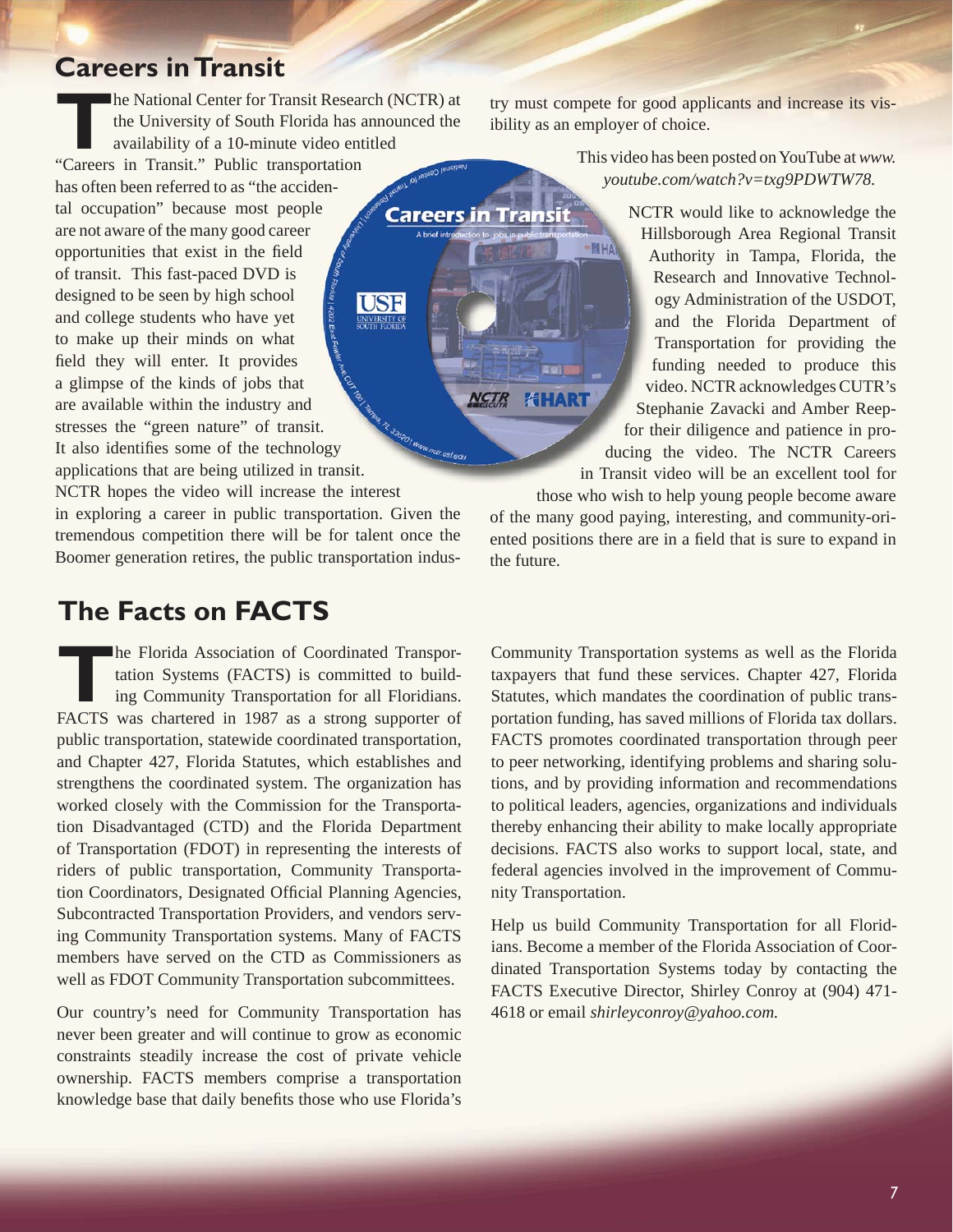## Careers in Transit

The National Center for Transit Research (NCTR) at the University of South Florida has announced the availability of a 10-minute video entitled "Careers in Transit." Public transportation has often been referred to as "the accidental occupation" because most people are not aware of the many good career opportunities that exist in the field of transit. This fast-paced DVD is designed to be seen by high school and college students who have yet to make up their minds on what field they will enter. It provides a glimpse of the kinds of jobs that are available within the industry and stresses the "green nature" of transit. It also identifies some of the technology applications that are being utilized in transit. NCTR hopes the video will increase the interest in exploring a career in public transportation. Given the tremendous competition there will be for talent once the Boomer generation retires, the public transportation industry must compete for good applicants and increase its visibility as an employer of choice.

This video has been posted on YouTube at *www.youtube.com/watch?v=txg9PDWTW78.*

NCTR would like to acknowledge the Hillsborough Area Regional Transit Authority in Tampa, Florida, the Research and Innovative Technology Administration of the USDOT, and the Florida Department of Transportation for providing the funding needed to produce this video. NCTR acknowledges CUTR's Stephanie Zavacki and Amber Reep-for their diligence and patience in producing the video. The NCTR Careers in Transit video will be an excellent tool for those who wish to help young people become aware of the many good paying, interesting, and community-oriented positions there are in a field that is sure to expand in the future.

## The Facts on FACTS

The Florida Association of Coordinated Transportation Systems (FACTS) is committed to building Community Transportation for all Floridians. FACTS was chartered in 1987 as a strong supporter of public transportation, statewide coordinated transportation, and Chapter 427, Florida Statutes, which establishes and strengthens the coordinated system. The organization has worked closely with the Commission for the Transportation Disadvantaged (CTD) and the Florida Department of Transportation (FDOT) in representing the interests of riders of public transportation, Community Transportation Coordinators, Designated Official Planning Agencies, Subcontracted Transportation Providers, and vendors serving Community Transportation systems. Many of FACTS members have served on the CTD as Commissioners as well as FDOT Community Transportation subcommittees.

Our country's need for Community Transportation has never been greater and will continue to grow as economic constraints steadily increase the cost of private vehicle ownership. FACTS members comprise a transportation knowledge base that daily benefits those who use Florida's Community Transportation systems as well as the Florida taxpayers that fund these services. Chapter 427, Florida Statutes, which mandates the coordination of public transportation funding, has saved millions of Florida tax dollars. FACTS promotes coordinated transportation through peer to peer networking, identifying problems and sharing solutions, and by providing information and recommendations to political leaders, agencies, organizations and individuals thereby enhancing their ability to make locally appropriate decisions. FACTS also works to support local, state, and federal agencies involved in the improvement of Community Transportation.

Help us build Community Transportation for all Floridians. Become a member of the Florida Association of Coordinated Transportation Systems today by contacting the FACTS Executive Director, Shirley Conroy at (904) 471-4618 or email *shirleyconroy@yahoo.com.*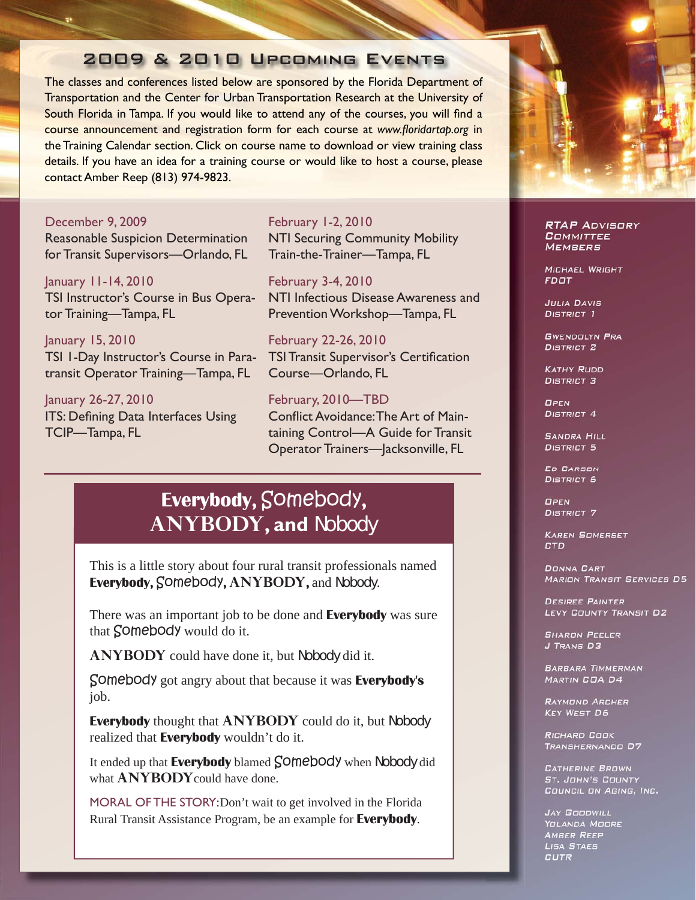## 2009 & 2010 Upcoming Events

The classes and conferences listed below are sponsored by the Florida Department of Transportation and the Center for Urban Transportation Research at the University of South Florida in Tampa. If you would like to attend any of the courses, you will find a course announcement and registration form for each course at *www.floridartap.org* in the Training Calendar section. Click on course name to download or view training class details. If you have an idea for a training course or would like to host a course, please contact Amber Reep (813) 974-9823.

December 9, 2009
Reasonable Suspicion Determination for Transit Supervisors—Orlando, FL

January 11-14, 2010
TSI Instructor's Course in Bus Operator Training—Tampa, FL

January 15, 2010
TSI 1-Day Instructor's Course in Paratransit Operator Training—Tampa, FL

January 26-27, 2010
ITS: Defining Data Interfaces Using TCIP—Tampa, FL

February 1-2, 2010
NTI Securing Community Mobility Train-the-Trainer—Tampa, FL

February 3-4, 2010
NTI Infectious Disease Awareness and Prevention Workshop—Tampa, FL

February 22-26, 2010
TSI Transit Supervisor's Certification Course—Orlando, FL

February, 2010—TBD
Conflict Avoidance: The Art of Maintaining Control—A Guide for Transit Operator Trainers—Jacksonville, FL

## Everybody, Somebody, ANYBODY, and Nobody

This is a little story about four rural transit professionals named **Everybody, Somebody, ANYBODY,** and Nobody.

There was an important job to be done and **Everybody** was sure that Somebody would do it.

**ANYBODY** could have done it, but Nobody did it.

Somebody got angry about that because it was **Everybody's** job.

**Everybody** thought that **ANYBODY** could do it, but Nobody realized that **Everybody** wouldn't do it.

It ended up that **Everybody** blamed Somebody when Nobody did what **ANYBODY** could have done.

MORAL OF THE STORY: Don't wait to get involved in the Florida Rural Transit Assistance Program, be an example for **Everybody**.

### RTAP Advisory Committee Members

Michael Wright
FDOT

Julia Davis
District 1

Gwendolyn Pra
District 2

Kathy Rudd
District 3

Open
District 4

Sandra Hill
District 5

Ed Carson
District 6

Open
District 7

Karen Somerset
CTD

Donna Cart
Marion Transit Services D5

Desiree Painter
Levy County Transit D2

Sharon Peeler
J Trans D3

Barbara Timmerman
Martin COA D4

Raymond Archer
Key West D6

Richard Cook
Transhernando D7

Catherine Brown
St. John's County Council on Aging, Inc.

Jay Goodwill
Yolanda Moore
Amber Reep
Lisa Staes
CUTR